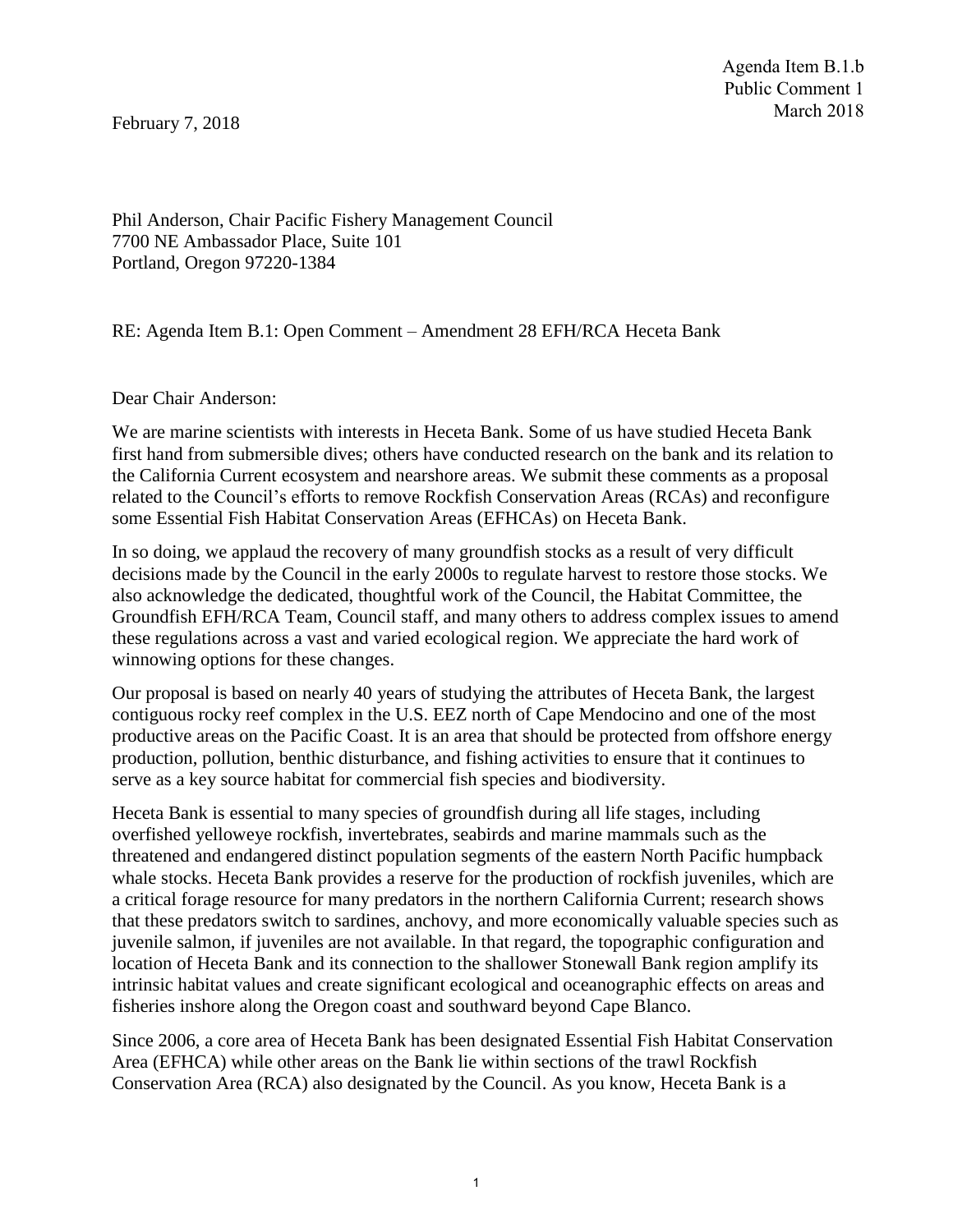Agenda Item B.1.b
Public Comment 1
March 2018

February 7, 2018

Phil Anderson, Chair Pacific Fishery Management Council
7700 NE Ambassador Place, Suite 101
Portland, Oregon 97220-1384

RE: Agenda Item B.1: Open Comment – Amendment 28 EFH/RCA Heceta Bank

Dear Chair Anderson:

We are marine scientists with interests in Heceta Bank. Some of us have studied Heceta Bank first hand from submersible dives; others have conducted research on the bank and its relation to the California Current ecosystem and nearshore areas. We submit these comments as a proposal related to the Council's efforts to remove Rockfish Conservation Areas (RCAs) and reconfigure some Essential Fish Habitat Conservation Areas (EFHCAs) on Heceta Bank.

In so doing, we applaud the recovery of many groundfish stocks as a result of very difficult decisions made by the Council in the early 2000s to regulate harvest to restore those stocks. We also acknowledge the dedicated, thoughtful work of the Council, the Habitat Committee, the Groundfish EFH/RCA Team, Council staff, and many others to address complex issues to amend these regulations across a vast and varied ecological region. We appreciate the hard work of winnowing options for these changes.

Our proposal is based on nearly 40 years of studying the attributes of Heceta Bank, the largest contiguous rocky reef complex in the U.S. EEZ north of Cape Mendocino and one of the most productive areas on the Pacific Coast. It is an area that should be protected from offshore energy production, pollution, benthic disturbance, and fishing activities to ensure that it continues to serve as a key source habitat for commercial fish species and biodiversity.

Heceta Bank is essential to many species of groundfish during all life stages, including overfished yelloweye rockfish, invertebrates, seabirds and marine mammals such as the threatened and endangered distinct population segments of the eastern North Pacific humpback whale stocks. Heceta Bank provides a reserve for the production of rockfish juveniles, which are a critical forage resource for many predators in the northern California Current; research shows that these predators switch to sardines, anchovy, and more economically valuable species such as juvenile salmon, if juveniles are not available. In that regard, the topographic configuration and location of Heceta Bank and its connection to the shallower Stonewall Bank region amplify its intrinsic habitat values and create significant ecological and oceanographic effects on areas and fisheries inshore along the Oregon coast and southward beyond Cape Blanco.

Since 2006, a core area of Heceta Bank has been designated Essential Fish Habitat Conservation Area (EFHCA) while other areas on the Bank lie within sections of the trawl Rockfish Conservation Area (RCA) also designated by the Council. As you know, Heceta Bank is a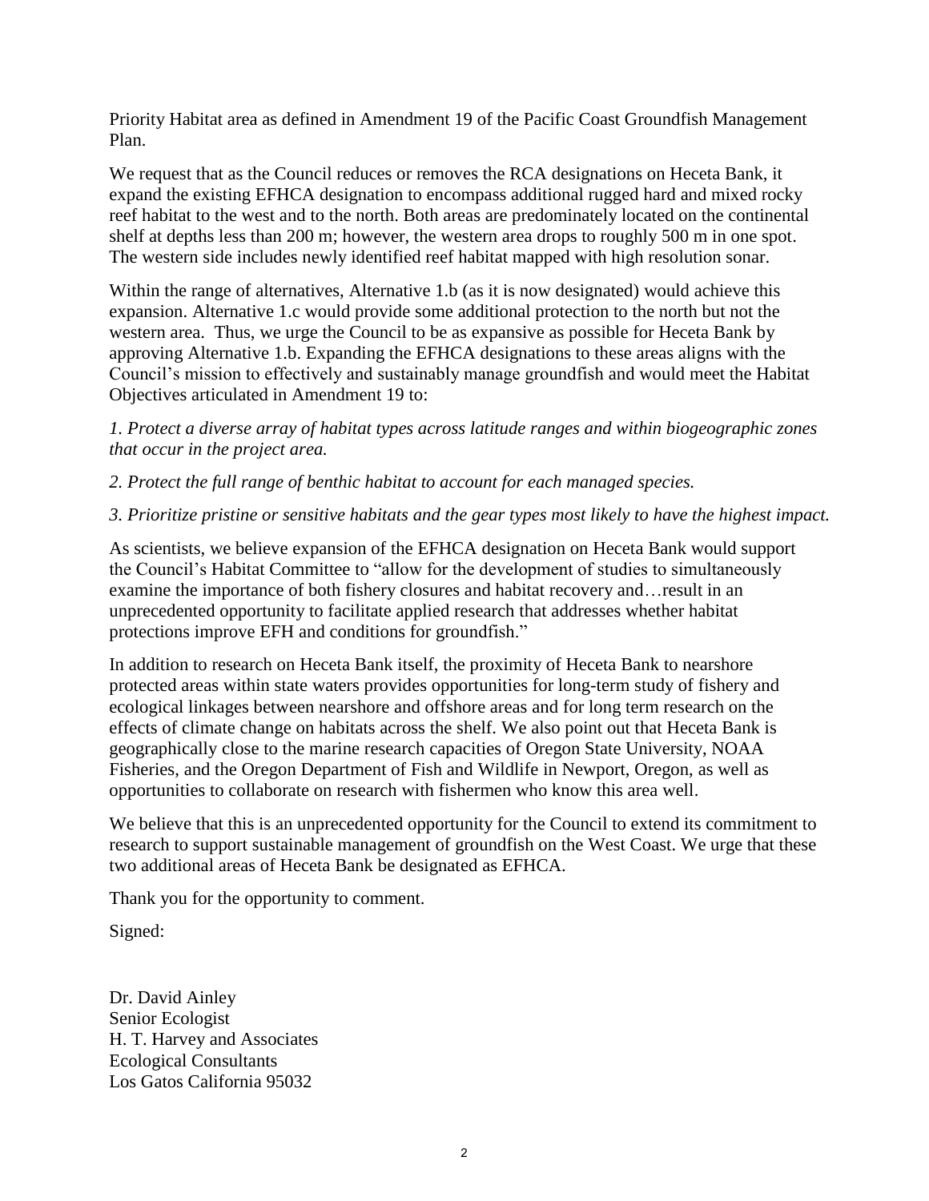Priority Habitat area as defined in Amendment 19 of the Pacific Coast Groundfish Management Plan.

We request that as the Council reduces or removes the RCA designations on Heceta Bank, it expand the existing EFHCA designation to encompass additional rugged hard and mixed rocky reef habitat to the west and to the north. Both areas are predominately located on the continental shelf at depths less than 200 m; however, the western area drops to roughly 500 m in one spot. The western side includes newly identified reef habitat mapped with high resolution sonar.

Within the range of alternatives, Alternative 1.b (as it is now designated) would achieve this expansion. Alternative 1.c would provide some additional protection to the north but not the western area. Thus, we urge the Council to be as expansive as possible for Heceta Bank by approving Alternative 1.b. Expanding the EFHCA designations to these areas aligns with the Council's mission to effectively and sustainably manage groundfish and would meet the Habitat Objectives articulated in Amendment 19 to:

*1. Protect a diverse array of habitat types across latitude ranges and within biogeographic zones that occur in the project area.*

*2. Protect the full range of benthic habitat to account for each managed species.*

*3. Prioritize pristine or sensitive habitats and the gear types most likely to have the highest impact.*

As scientists, we believe expansion of the EFHCA designation on Heceta Bank would support the Council's Habitat Committee to "allow for the development of studies to simultaneously examine the importance of both fishery closures and habitat recovery and…result in an unprecedented opportunity to facilitate applied research that addresses whether habitat protections improve EFH and conditions for groundfish."

In addition to research on Heceta Bank itself, the proximity of Heceta Bank to nearshore protected areas within state waters provides opportunities for long-term study of fishery and ecological linkages between nearshore and offshore areas and for long term research on the effects of climate change on habitats across the shelf. We also point out that Heceta Bank is geographically close to the marine research capacities of Oregon State University, NOAA Fisheries, and the Oregon Department of Fish and Wildlife in Newport, Oregon, as well as opportunities to collaborate on research with fishermen who know this area well.

We believe that this is an unprecedented opportunity for the Council to extend its commitment to research to support sustainable management of groundfish on the West Coast. We urge that these two additional areas of Heceta Bank be designated as EFHCA.

Thank you for the opportunity to comment.

Signed:

Dr. David Ainley  
Senior Ecologist  
H. T. Harvey and Associates  
Ecological Consultants  
Los Gatos California 95032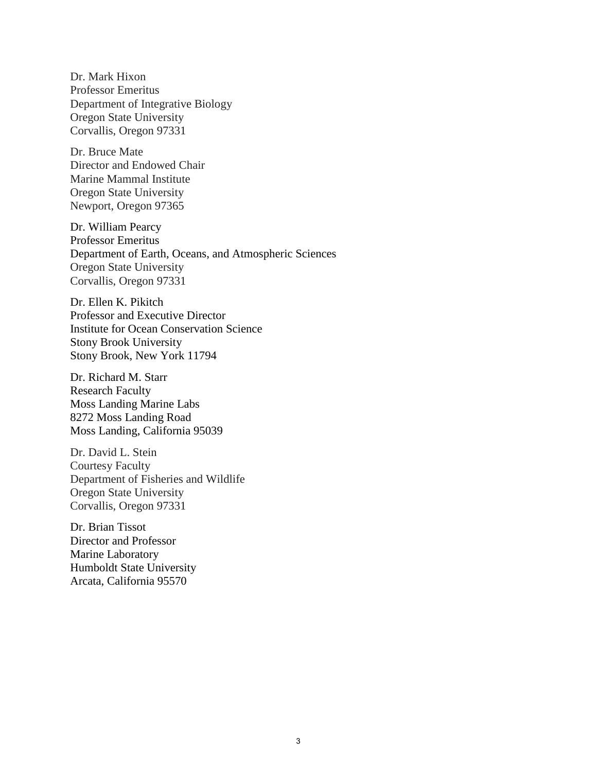Dr. Mark Hixon
Professor Emeritus
Department of Integrative Biology
Oregon State University
Corvallis, Oregon 97331

Dr. Bruce Mate
Director and Endowed Chair
Marine Mammal Institute
Oregon State University
Newport, Oregon 97365

Dr. William Pearcy
Professor Emeritus
Department of Earth, Oceans, and Atmospheric Sciences
Oregon State University
Corvallis, Oregon 97331

Dr. Ellen K. Pikitch
Professor and Executive Director
Institute for Ocean Conservation Science
Stony Brook University
Stony Brook, New York 11794

Dr. Richard M. Starr
Research Faculty
Moss Landing Marine Labs
8272 Moss Landing Road
Moss Landing, California 95039

Dr. David L. Stein
Courtesy Faculty
Department of Fisheries and Wildlife
Oregon State University
Corvallis, Oregon 97331

Dr. Brian Tissot
Director and Professor
Marine Laboratory
Humboldt State University
Arcata, California 95570